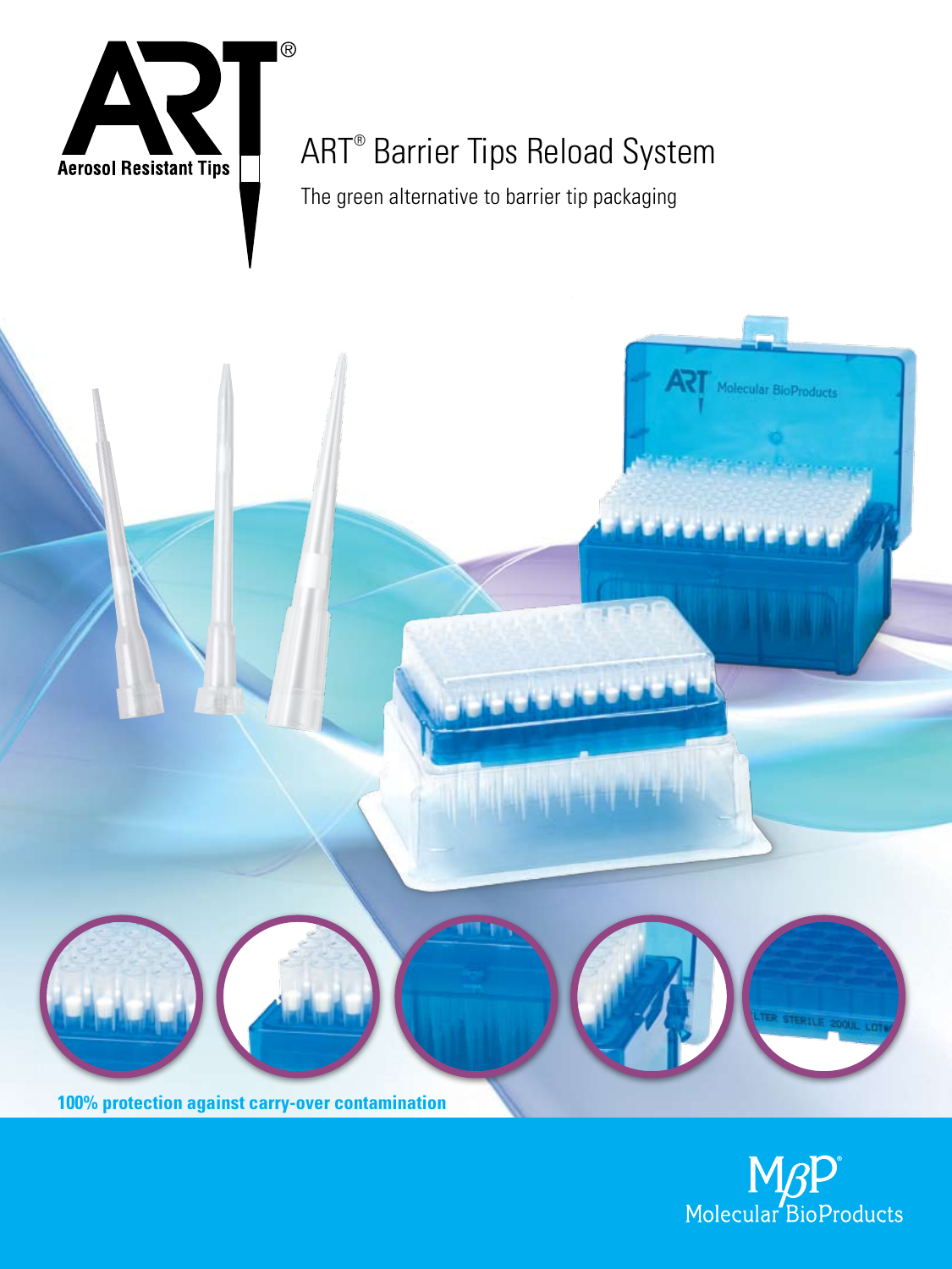ART® Aerosol Resistant Tips

# ART® Barrier Tips Reload System

The green alternative to barrier tip packaging

**100% protection against carry-over contamination**

MβP® Molecular BioProducts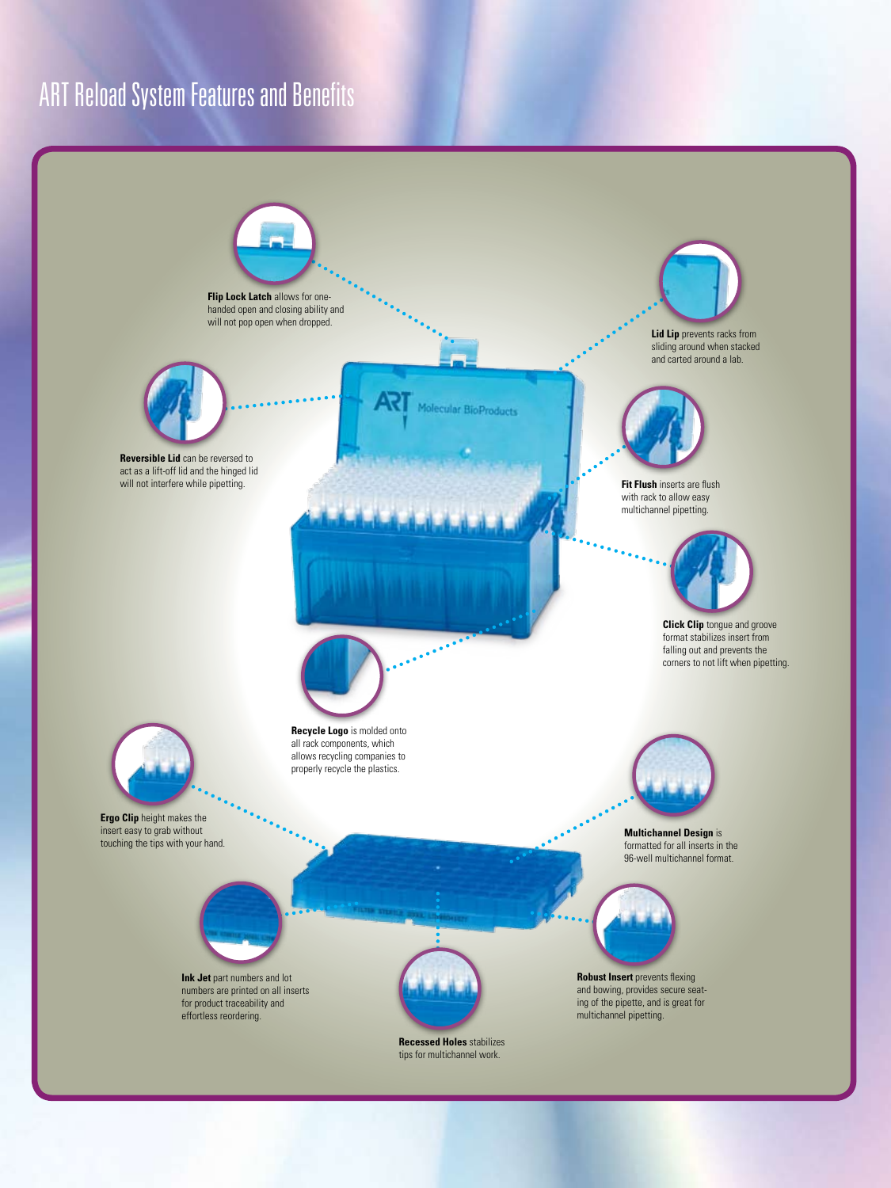# ART Reload System Features and Benefits

**Flip Lock Latch** allows for one-handed open and closing ability and will not pop open when dropped.

**Lid Lip** prevents racks from sliding around when stacked and carted around a lab.

**Reversible Lid** can be reversed to act as a lift-off lid and the hinged lid will not interfere while pipetting.

**Fit Flush** inserts are flush with rack to allow easy multichannel pipetting.

**Click Clip** tongue and groove format stabilizes insert from falling out and prevents the corners to not lift when pipetting.

**Recycle Logo** is molded onto all rack components, which allows recycling companies to properly recycle the plastics.

**Ergo Clip** height makes the insert easy to grab without touching the tips with your hand.

**Multichannel Design** is formatted for all inserts in the 96-well multichannel format.

**Ink Jet** part numbers and lot numbers are printed on all inserts for product traceability and effortless reordering.

**Robust Insert** prevents flexing and bowing, provides secure seating of the pipette, and is great for multichannel pipetting.

**Recessed Holes** stabilizes tips for multichannel work.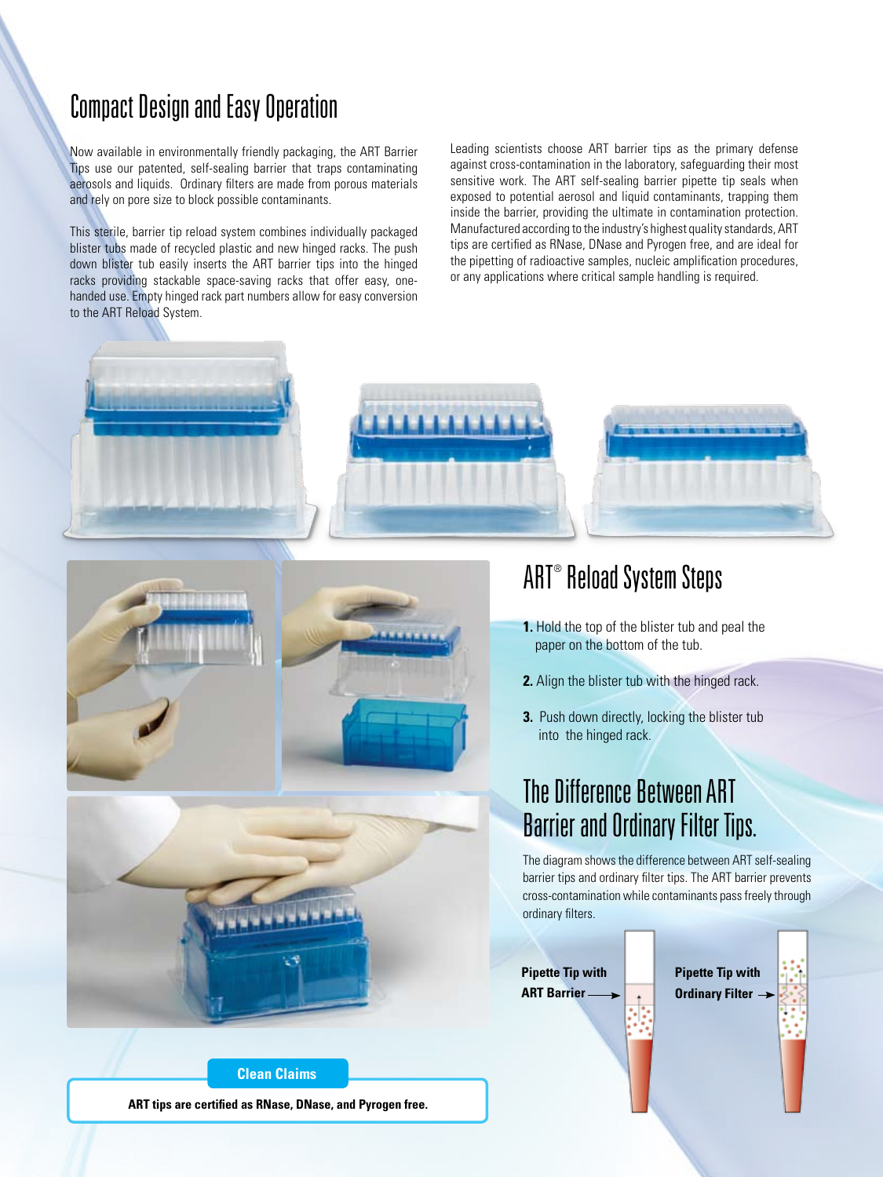# Compact Design and Easy Operation

Now available in environmentally friendly packaging, the ART Barrier Tips use our patented, self-sealing barrier that traps contaminating aerosols and liquids. Ordinary filters are made from porous materials and rely on pore size to block possible contaminants.

This sterile, barrier tip reload system combines individually packaged blister tubs made of recycled plastic and new hinged racks. The push down blister tub easily inserts the ART barrier tips into the hinged racks providing stackable space-saving racks that offer easy, one-handed use. Empty hinged rack part numbers allow for easy conversion to the ART Reload System.

Leading scientists choose ART barrier tips as the primary defense against cross-contamination in the laboratory, safeguarding their most sensitive work. The ART self-sealing barrier pipette tip seals when exposed to potential aerosol and liquid contaminants, trapping them inside the barrier, providing the ultimate in contamination protection. Manufactured according to the industry's highest quality standards, ART tips are certified as RNase, DNase and Pyrogen free, and are ideal for the pipetting of radioactive samples, nucleic amplification procedures, or any applications where critical sample handling is required.

## ART® Reload System Steps

1. Hold the top of the blister tub and peal the paper on the bottom of the tub.
2. Align the blister tub with the hinged rack.
3. Push down directly, locking the blister tub into the hinged rack.

## The Difference Between ART Barrier and Ordinary Filter Tips.

The diagram shows the difference between ART self-sealing barrier tips and ordinary filter tips. The ART barrier prevents cross-contamination while contaminants pass freely through ordinary filters.

**Pipette Tip with ART Barrier**

**Pipette Tip with Ordinary Filter**

**Clean Claims**

**ART tips are certified as RNase, DNase, and Pyrogen free.**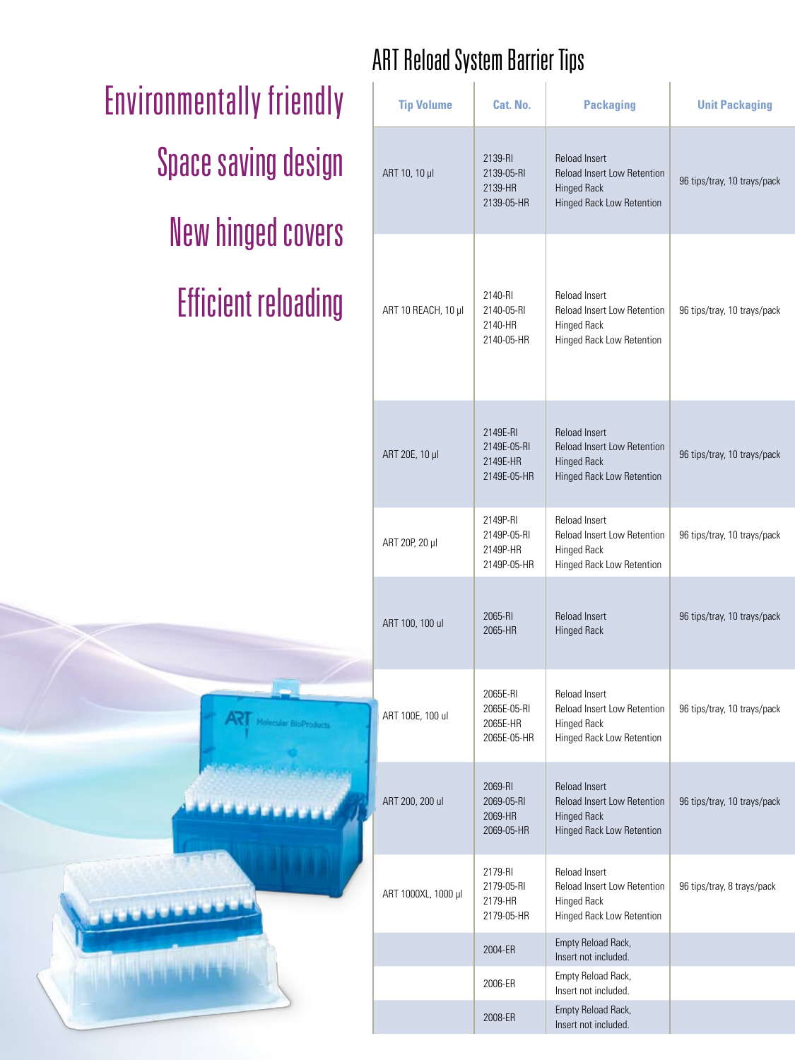Environmentally friendly

Space saving design

New hinged covers

Efficient reloading

## ART Reload System Barrier Tips

| Tip Volume | Cat. No. | Packaging | Unit Packaging |
|---|---|---|---|
| ART 10, 10 µl | 2139-RI<br>2139-05-RI<br>2139-HR<br>2139-05-HR | Reload Insert<br>Reload Insert Low Retention<br>Hinged Rack<br>Hinged Rack Low Retention | 96 tips/tray, 10 trays/pack |
| ART 10 REACH, 10 µl | 2140-RI<br>2140-05-RI<br>2140-HR<br>2140-05-HR | Reload Insert<br>Reload Insert Low Retention<br>Hinged Rack<br>Hinged Rack Low Retention | 96 tips/tray, 10 trays/pack |
| ART 20E, 10 µl | 2149E-RI<br>2149E-05-RI<br>2149E-HR<br>2149E-05-HR | Reload Insert<br>Reload Insert Low Retention<br>Hinged Rack<br>Hinged Rack Low Retention | 96 tips/tray, 10 trays/pack |
| ART 20P, 20 µl | 2149P-RI<br>2149P-05-RI<br>2149P-HR<br>2149P-05-HR | Reload Insert<br>Reload Insert Low Retention<br>Hinged Rack<br>Hinged Rack Low Retention | 96 tips/tray, 10 trays/pack |
| ART 100, 100 ul | 2065-RI<br>2065-HR | Reload Insert<br>Hinged Rack | 96 tips/tray, 10 trays/pack |
| ART 100E, 100 ul | 2065E-RI<br>2065E-05-RI<br>2065E-HR<br>2065E-05-HR | Reload Insert<br>Reload Insert Low Retention<br>Hinged Rack<br>Hinged Rack Low Retention | 96 tips/tray, 10 trays/pack |
| ART 200, 200 ul | 2069-RI<br>2069-05-RI<br>2069-HR<br>2069-05-HR | Reload Insert<br>Reload Insert Low Retention<br>Hinged Rack<br>Hinged Rack Low Retention | 96 tips/tray, 10 trays/pack |
| ART 1000XL, 1000 µl | 2179-RI<br>2179-05-RI<br>2179-HR<br>2179-05-HR | Reload Insert<br>Reload Insert Low Retention<br>Hinged Rack<br>Hinged Rack Low Retention | 96 tips/tray, 8 trays/pack |
| | 2004-ER | Empty Reload Rack, Insert not included. | |
| | 2006-ER | Empty Reload Rack, Insert not included. | |
| | 2008-ER | Empty Reload Rack, Insert not included. | |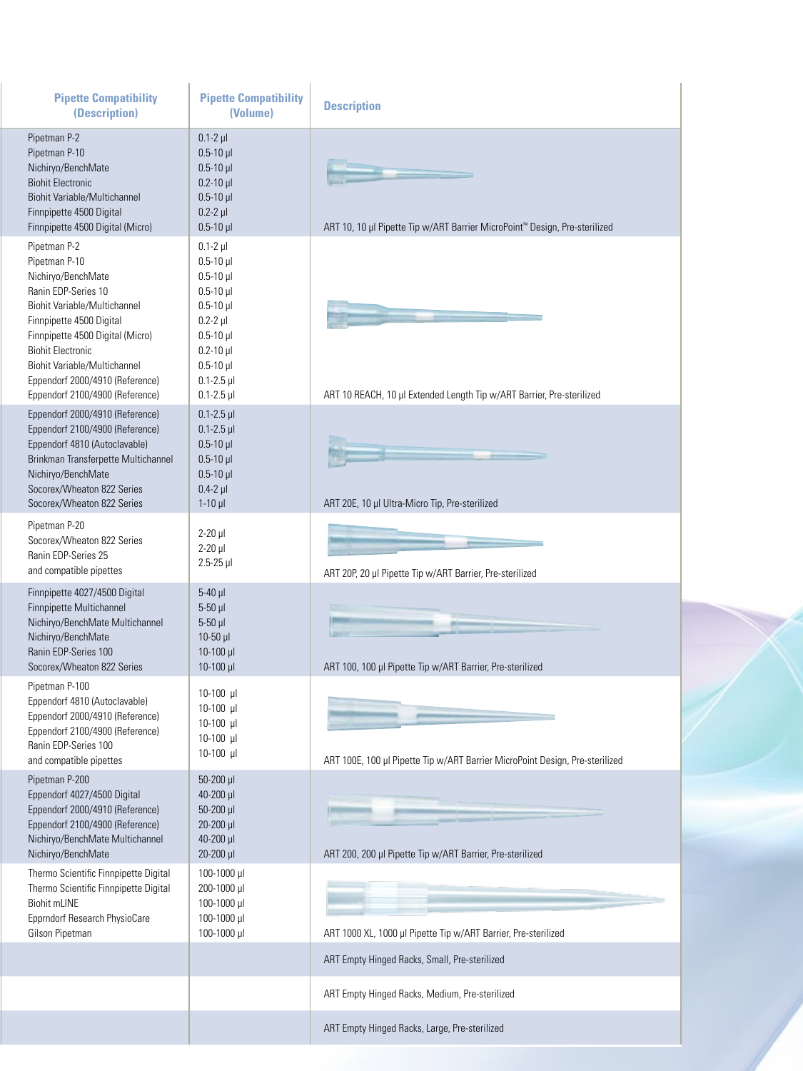| Pipette Compatibility (Description) | Pipette Compatibility (Volume) | Description |
|---|---|---|
| Pipetman P-2<br>Pipetman P-10<br>Nichiryo/BenchMate<br>Biohit Electronic<br>Biohit Variable/Multichannel<br>Finnpipette 4500 Digital<br>Finnpipette 4500 Digital (Micro) | 0.1-2 µl<br>0.5-10 µl<br>0.5-10 µl<br>0.2-10 µl<br>0.5-10 µl<br>0.2-2 µl<br>0.5-10 µl | ART 10, 10 µl Pipette Tip w/ART Barrier MicroPoint™ Design, Pre-sterilized |
| Pipetman P-2<br>Pipetman P-10<br>Nichiryo/BenchMate<br>Ranin EDP-Series 10<br>Biohit Variable/Multichannel<br>Finnpipette 4500 Digital<br>Finnpipette 4500 Digital (Micro)<br>Biohit Electronic<br>Biohit Variable/Multichannel<br>Eppendorf 2000/4910 (Reference)<br>Eppendorf 2100/4900 (Reference) | 0.1-2 µl<br>0.5-10 µl<br>0.5-10 µl<br>0.5-10 µl<br>0.5-10 µl<br>0.2-2 µl<br>0.5-10 µl<br>0.2-10 µl<br>0.5-10 µl<br>0.1-2.5 µl<br>0.1-2.5 µl | ART 10 REACH, 10 µl Extended Length Tip w/ART Barrier, Pre-sterilized |
| Eppendorf 2000/4910 (Reference)<br>Eppendorf 2100/4900 (Reference)<br>Eppendorf 4810 (Autoclavable)<br>Brinkman Transferpette Multichannel<br>Nichiryo/BenchMate<br>Socorex/Wheaton 822 Series<br>Socorex/Wheaton 822 Series | 0.1-2.5 µl<br>0.1-2.5 µl<br>0.5-10 µl<br>0.5-10 µl<br>0.5-10 µl<br>0.4-2 µl<br>1-10 µl | ART 20E, 10 µl Ultra-Micro Tip, Pre-sterilized |
| Pipetman P-20<br>Socorex/Wheaton 822 Series<br>Ranin EDP-Series 25<br>and compatible pipettes | 2-20 µl<br>2-20 µl<br>2.5-25 µl | ART 20P, 20 µl Pipette Tip w/ART Barrier, Pre-sterilized |
| Finnpipette 4027/4500 Digital<br>Finnpipette Multichannel<br>Nichiryo/BenchMate Multichannel<br>Nichiryo/BenchMate<br>Ranin EDP-Series 100<br>Socorex/Wheaton 822 Series | 5-40 µl<br>5-50 µl<br>5-50 µl<br>10-50 µl<br>10-100 µl<br>10-100 µl | ART 100, 100 µl Pipette Tip w/ART Barrier, Pre-sterilized |
| Pipetman P-100<br>Eppendorf 4810 (Autoclavable)<br>Eppendorf 2000/4910 (Reference)<br>Eppendorf 2100/4900 (Reference)<br>Ranin EDP-Series 100<br>and compatible pipettes | 10-100 µl<br>10-100 µl<br>10-100 µl<br>10-100 µl<br>10-100 µl | ART 100E, 100 µl Pipette Tip w/ART Barrier MicroPoint Design, Pre-sterilized |
| Pipetman P-200<br>Eppendorf 4027/4500 Digital<br>Eppendorf 2000/4910 (Reference)<br>Eppendorf 2100/4900 (Reference)<br>Nichiryo/BenchMate Multichannel<br>Nichiryo/BenchMate | 50-200 µl<br>40-200 µl<br>50-200 µl<br>20-200 µl<br>40-200 µl<br>20-200 µl | ART 200, 200 µl Pipette Tip w/ART Barrier, Pre-sterilized |
| Thermo Scientific Finnpipette Digital<br>Thermo Scientific Finnpipette Digital<br>Biohit mLINE<br>Epprndorf Research PhysioCare<br>Gilson Pipetman | 100-1000 µl<br>200-1000 µl<br>100-1000 µl<br>100-1000 µl<br>100-1000 µl | ART 1000 XL, 1000 µl Pipette Tip w/ART Barrier, Pre-sterilized |
| | | ART Empty Hinged Racks, Small, Pre-sterilized |
| | | ART Empty Hinged Racks, Medium, Pre-sterilized |
| | | ART Empty Hinged Racks, Large, Pre-sterilized |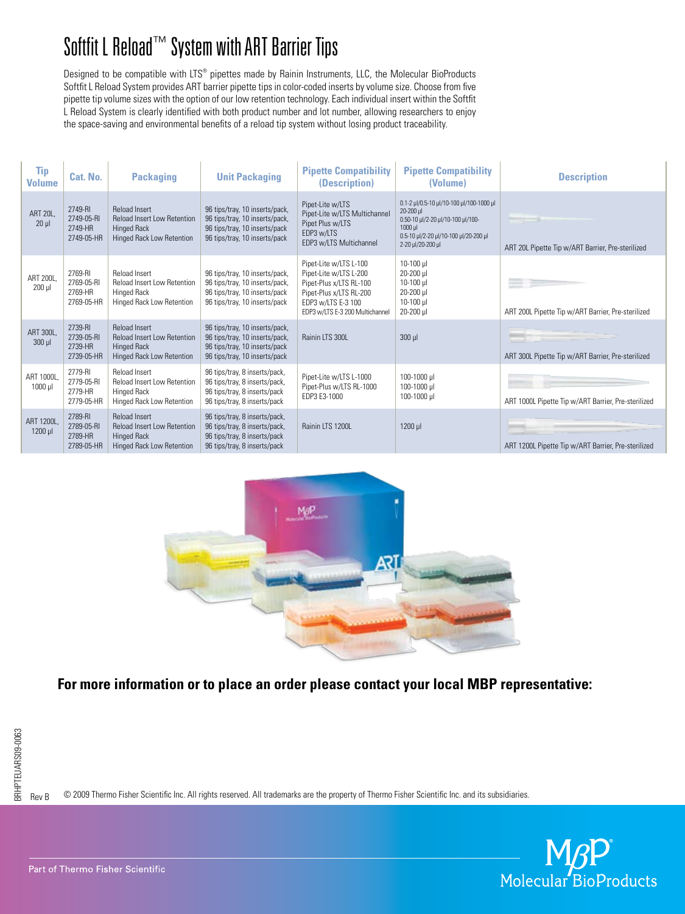# Softfit L Reload™ System with ART Barrier Tips

Designed to be compatible with LTS® pipettes made by Rainin Instruments, LLC, the Molecular BioProducts Softfit L Reload System provides ART barrier pipette tips in color-coded inserts by volume size. Choose from five pipette tip volume sizes with the option of our low retention technology. Each individual insert within the Softfit L Reload System is clearly identified with both product number and lot number, allowing researchers to enjoy the space-saving and environmental benefits of a reload tip system without losing product traceability.

| Tip Volume | Cat. No. | Packaging | Unit Packaging | Pipette Compatibility (Description) | Pipette Compatibility (Volume) | Description |
|---|---|---|---|---|---|---|
| ART 20L, 20 µl | 2749-RI<br>2749-05-RI<br>2749-HR<br>2749-05-HR | Reload Insert<br>Reload Insert Low Retention<br>Hinged Rack<br>Hinged Rack Low Retention | 96 tips/tray, 10 inserts/pack,<br>96 tips/tray, 10 inserts/pack,<br>96 tips/tray, 10 inserts/pack<br>96 tips/tray, 10 inserts/pack | Pipet-Lite w/LTS<br>Pipet-Lite w/LTS Multichannel<br>Pipet Plus w/LTS<br>EDP3 w/LTS<br>EDP3 w/LTS Multichannel | 0.1-2 µl/0.5-10 µl/10-100 µl/100-1000 µl<br>20-200 µl<br>0.50-10 µl/2-20 µl/10-100 µl/100-1000 µl<br>0.5-10 µl/2-20 µl/10-100 µl/20-200 µl<br>2-20 µl/20-200 µl | ART 20L Pipette Tip w/ART Barrier, Pre-sterilized |
| ART 200L, 200 µl | 2769-RI<br>2769-05-RI<br>2769-HR<br>2769-05-HR | Reload Insert<br>Reload Insert Low Retention<br>Hinged Rack<br>Hinged Rack Low Retention | 96 tips/tray, 10 inserts/pack,<br>96 tips/tray, 10 inserts/pack,<br>96 tips/tray, 10 inserts/pack<br>96 tips/tray, 10 inserts/pack | Pipet-Lite w/LTS L-100<br>Pipet-Lite w/LTS L-200<br>Pipet-Plus x/LTS RL-100<br>Pipet-Plus x/LTS RL-200<br>EDP3 w/LTS E-3 100<br>EDP3 w/LTS E-3 200 Multichannel | 10-100 µl<br>20-200 µl<br>10-100 µl<br>20-200 µl<br>10-100 µl<br>20-200 µl | ART 200L Pipette Tip w/ART Barrier, Pre-sterilized |
| ART 300L, 300 µl | 2739-RI<br>2739-05-RI<br>2739-HR<br>2739-05-HR | Reload Insert<br>Reload Insert Low Retention<br>Hinged Rack<br>Hinged Rack Low Retention | 96 tips/tray, 10 inserts/pack,<br>96 tips/tray, 10 inserts/pack,<br>96 tips/tray, 10 inserts/pack<br>96 tips/tray, 10 inserts/pack | Rainin LTS 300L | 300 µl | ART 300L Pipette Tip w/ART Barrier, Pre-sterilized |
| ART 1000L, 1000 µl | 2779-RI<br>2779-05-RI<br>2779-HR<br>2779-05-HR | Reload Insert<br>Reload Insert Low Retention<br>Hinged Rack<br>Hinged Rack Low Retention | 96 tips/tray, 8 inserts/pack,<br>96 tips/tray, 8 inserts/pack,<br>96 tips/tray, 8 inserts/pack<br>96 tips/tray, 8 inserts/pack | Pipet-Lite w/LTS L-1000<br>Pipet-Plus w/LTS RL-1000<br>EDP3 E3-1000 | 100-1000 µl<br>100-1000 µl<br>100-1000 µl | ART 1000L Pipette Tip w/ART Barrier, Pre-sterilized |
| ART 1200L, 1200 µl | 2789-RI<br>2789-05-RI<br>2789-HR<br>2789-05-HR | Reload Insert<br>Reload Insert Low Retention<br>Hinged Rack<br>Hinged Rack Low Retention | 96 tips/tray, 8 inserts/pack,<br>96 tips/tray, 8 inserts/pack,<br>96 tips/tray, 8 inserts/pack<br>96 tips/tray, 8 inserts/pack | Rainin LTS 1200L | 1200 µl | ART 1200L Pipette Tip w/ART Barrier, Pre-sterilized |

**For more information or to place an order please contact your local MBP representative:**

BRHPTEUARS09-0063

Rev B © 2009 Thermo Fisher Scientific Inc. All rights reserved. All trademarks are the property of Thermo Fisher Scientific Inc. and its subsidiaries.

Part of Thermo Fisher Scientific

MβP® Molecular BioProducts